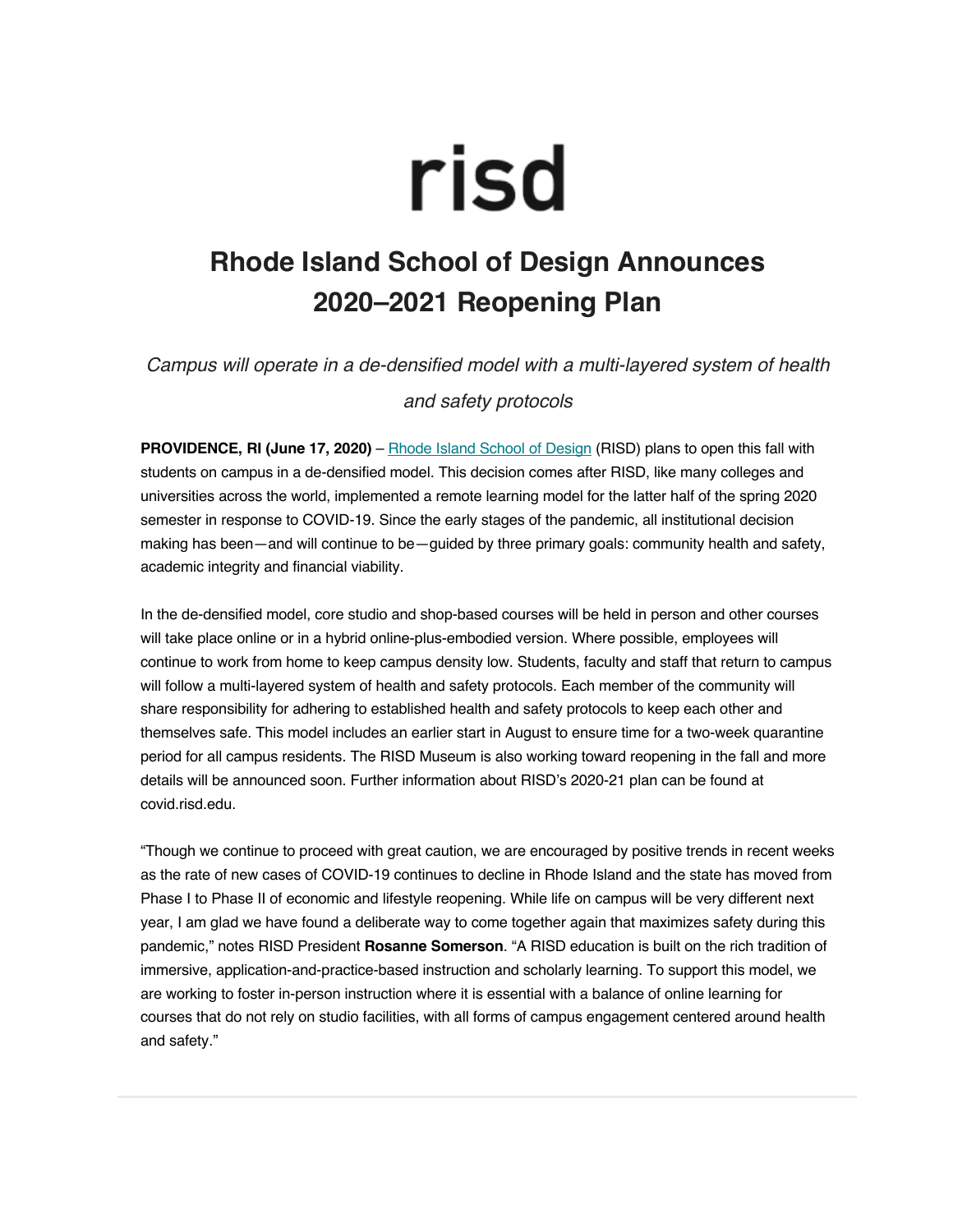risd

# Rhode Island School of Design Announces 2020–2021 Reopening Plan

*Campus will operate in a de-densified model with a multi-layered system of health and safety protocols*

**PROVIDENCE, RI (June 17, 2020)** – Rhode Island School of Design (RISD) plans to open this fall with students on campus in a de-densified model. This decision comes after RISD, like many colleges and universities across the world, implemented a remote learning model for the latter half of the spring 2020 semester in response to COVID-19. Since the early stages of the pandemic, all institutional decision making has been—and will continue to be—guided by three primary goals: community health and safety, academic integrity and financial viability.

In the de-densified model, core studio and shop-based courses will be held in person and other courses will take place online or in a hybrid online-plus-embodied version. Where possible, employees will continue to work from home to keep campus density low. Students, faculty and staff that return to campus will follow a multi-layered system of health and safety protocols. Each member of the community will share responsibility for adhering to established health and safety protocols to keep each other and themselves safe. This model includes an earlier start in August to ensure time for a two-week quarantine period for all campus residents. The RISD Museum is also working toward reopening in the fall and more details will be announced soon. Further information about RISD's 2020-21 plan can be found at covid.risd.edu.

"Though we continue to proceed with great caution, we are encouraged by positive trends in recent weeks as the rate of new cases of COVID-19 continues to decline in Rhode Island and the state has moved from Phase I to Phase II of economic and lifestyle reopening. While life on campus will be very different next year, I am glad we have found a deliberate way to come together again that maximizes safety during this pandemic," notes RISD President **Rosanne Somerson**. "A RISD education is built on the rich tradition of immersive, application-and-practice-based instruction and scholarly learning. To support this model, we are working to foster in-person instruction where it is essential with a balance of online learning for courses that do not rely on studio facilities, with all forms of campus engagement centered around health and safety."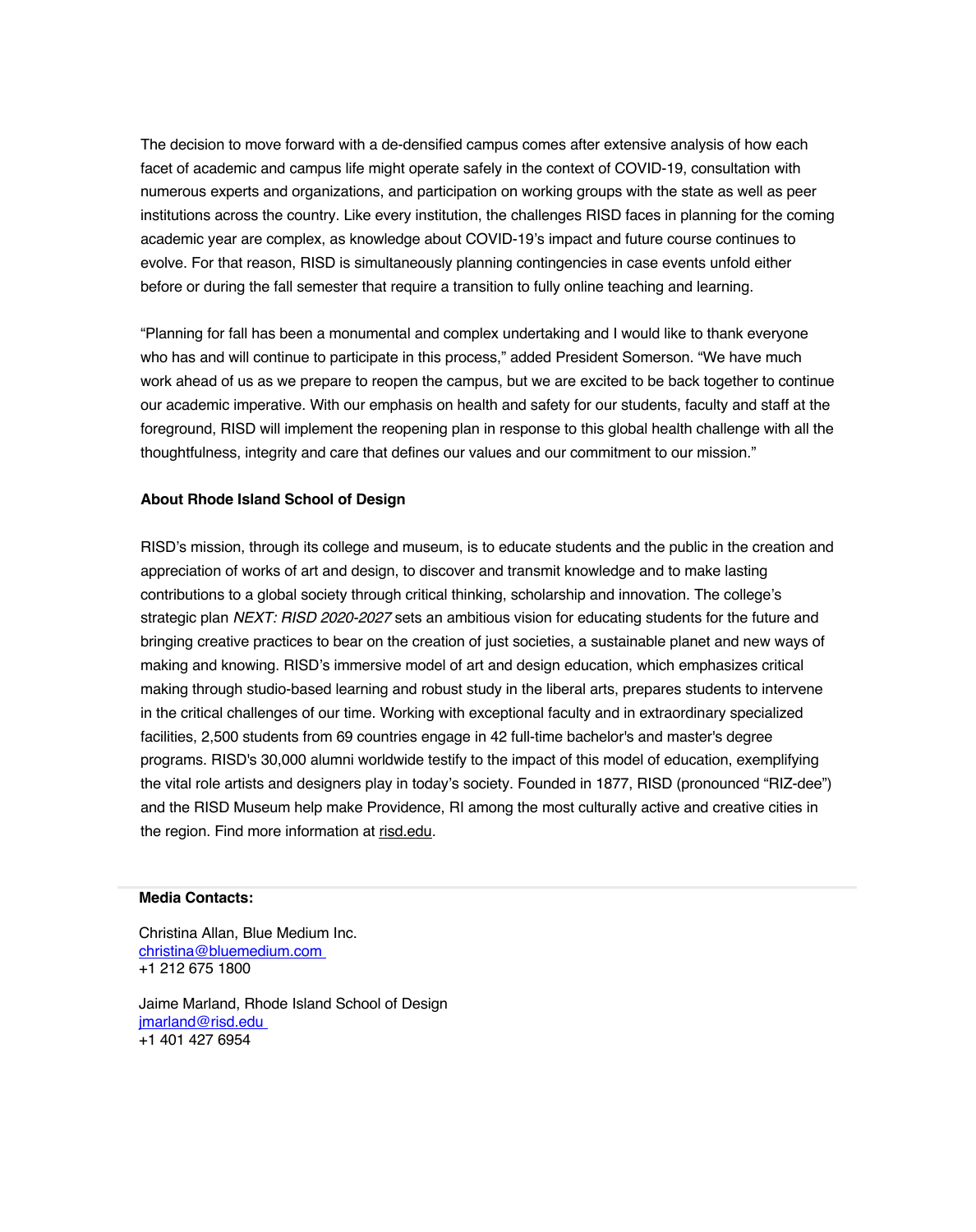The decision to move forward with a de-densified campus comes after extensive analysis of how each facet of academic and campus life might operate safely in the context of COVID-19, consultation with numerous experts and organizations, and participation on working groups with the state as well as peer institutions across the country. Like every institution, the challenges RISD faces in planning for the coming academic year are complex, as knowledge about COVID-19's impact and future course continues to evolve. For that reason, RISD is simultaneously planning contingencies in case events unfold either before or during the fall semester that require a transition to fully online teaching and learning.

"Planning for fall has been a monumental and complex undertaking and I would like to thank everyone who has and will continue to participate in this process," added President Somerson. "We have much work ahead of us as we prepare to reopen the campus, but we are excited to be back together to continue our academic imperative. With our emphasis on health and safety for our students, faculty and staff at the foreground, RISD will implement the reopening plan in response to this global health challenge with all the thoughtfulness, integrity and care that defines our values and our commitment to our mission."

**About Rhode Island School of Design**

RISD's mission, through its college and museum, is to educate students and the public in the creation and appreciation of works of art and design, to discover and transmit knowledge and to make lasting contributions to a global society through critical thinking, scholarship and innovation. The college's strategic plan *NEXT: RISD 2020-2027* sets an ambitious vision for educating students for the future and bringing creative practices to bear on the creation of just societies, a sustainable planet and new ways of making and knowing. RISD's immersive model of art and design education, which emphasizes critical making through studio-based learning and robust study in the liberal arts, prepares students to intervene in the critical challenges of our time. Working with exceptional faculty and in extraordinary specialized facilities, 2,500 students from 69 countries engage in 42 full-time bachelor's and master's degree programs. RISD's 30,000 alumni worldwide testify to the impact of this model of education, exemplifying the vital role artists and designers play in today's society. Founded in 1877, RISD (pronounced "RIZ-dee") and the RISD Museum help make Providence, RI among the most culturally active and creative cities in the region. Find more information at risd.edu.

---

**Media Contacts:**

Christina Allan, Blue Medium Inc.
christina@bluemedium.com
+1 212 675 1800

Jaime Marland, Rhode Island School of Design
jmarland@risd.edu
+1 401 427 6954